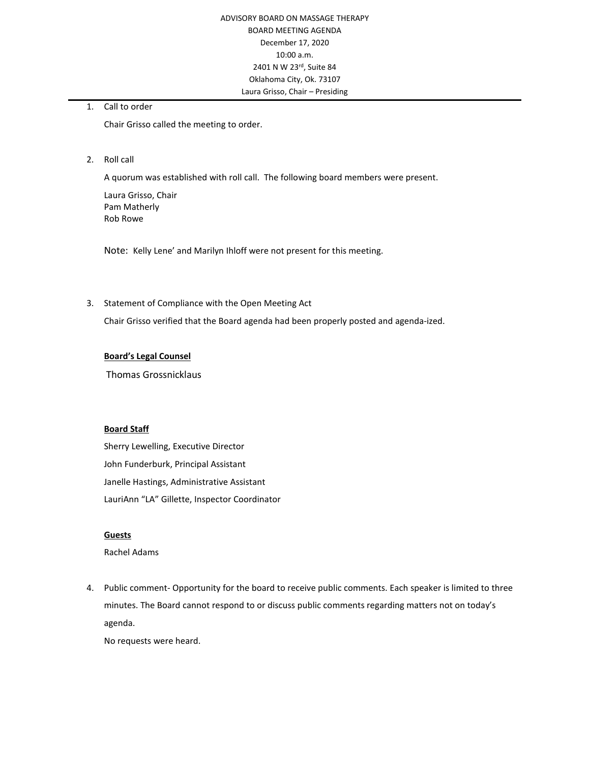ADVISORY BOARD ON MASSAGE THERAPY
BOARD MEETING AGENDA
December 17, 2020
10:00 a.m.
2401 N W 23rd, Suite 84
Oklahoma City, Ok. 73107
Laura Grisso, Chair – Presiding

1. Call to order

   Chair Grisso called the meeting to order.

2. Roll call

   A quorum was established with roll call. The following board members were present.

   Laura Grisso, Chair
   Pam Matherly
   Rob Rowe

   Note: Kelly Lene' and Marilyn Ihloff were not present for this meeting.

3. Statement of Compliance with the Open Meeting Act

   Chair Grisso verified that the Board agenda had been properly posted and agenda-ized.

   **Board's Legal Counsel**

   Thomas Grossnicklaus

   **Board Staff**

   Sherry Lewelling, Executive Director

   John Funderburk, Principal Assistant

   Janelle Hastings, Administrative Assistant

   LauriAnn "LA" Gillette, Inspector Coordinator

   **Guests**

   Rachel Adams

4. Public comment- Opportunity for the board to receive public comments. Each speaker is limited to three minutes. The Board cannot respond to or discuss public comments regarding matters not on today's agenda.

   No requests were heard.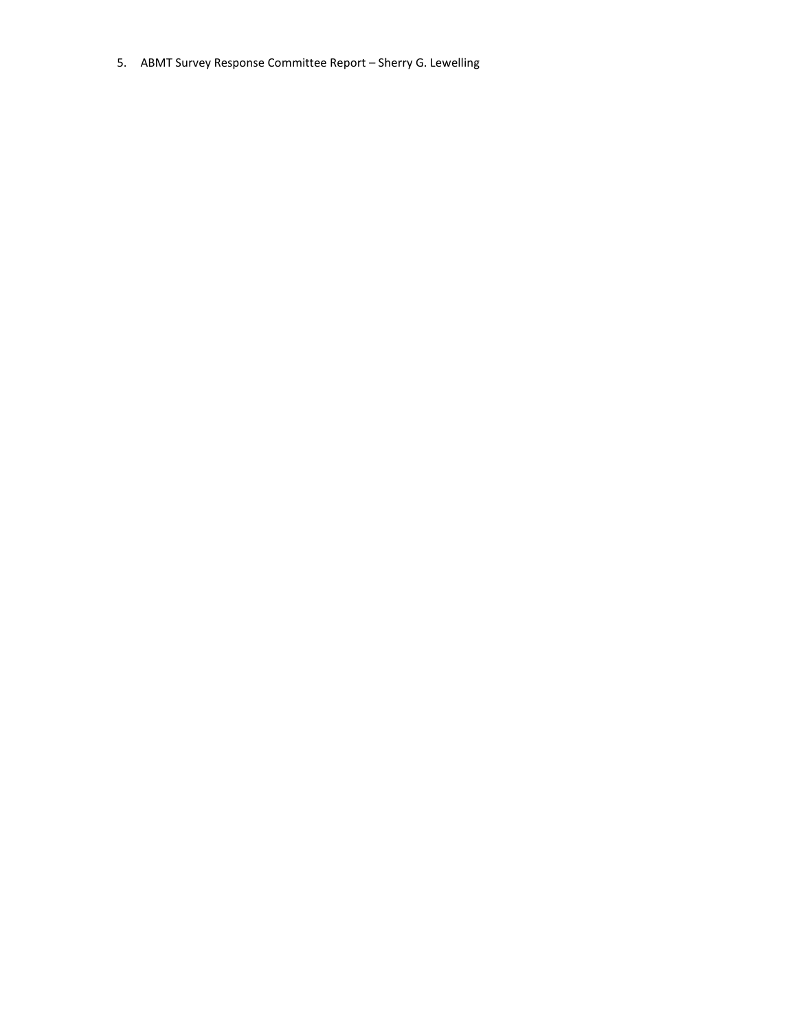5. ABMT Survey Response Committee Report – Sherry G. Lewelling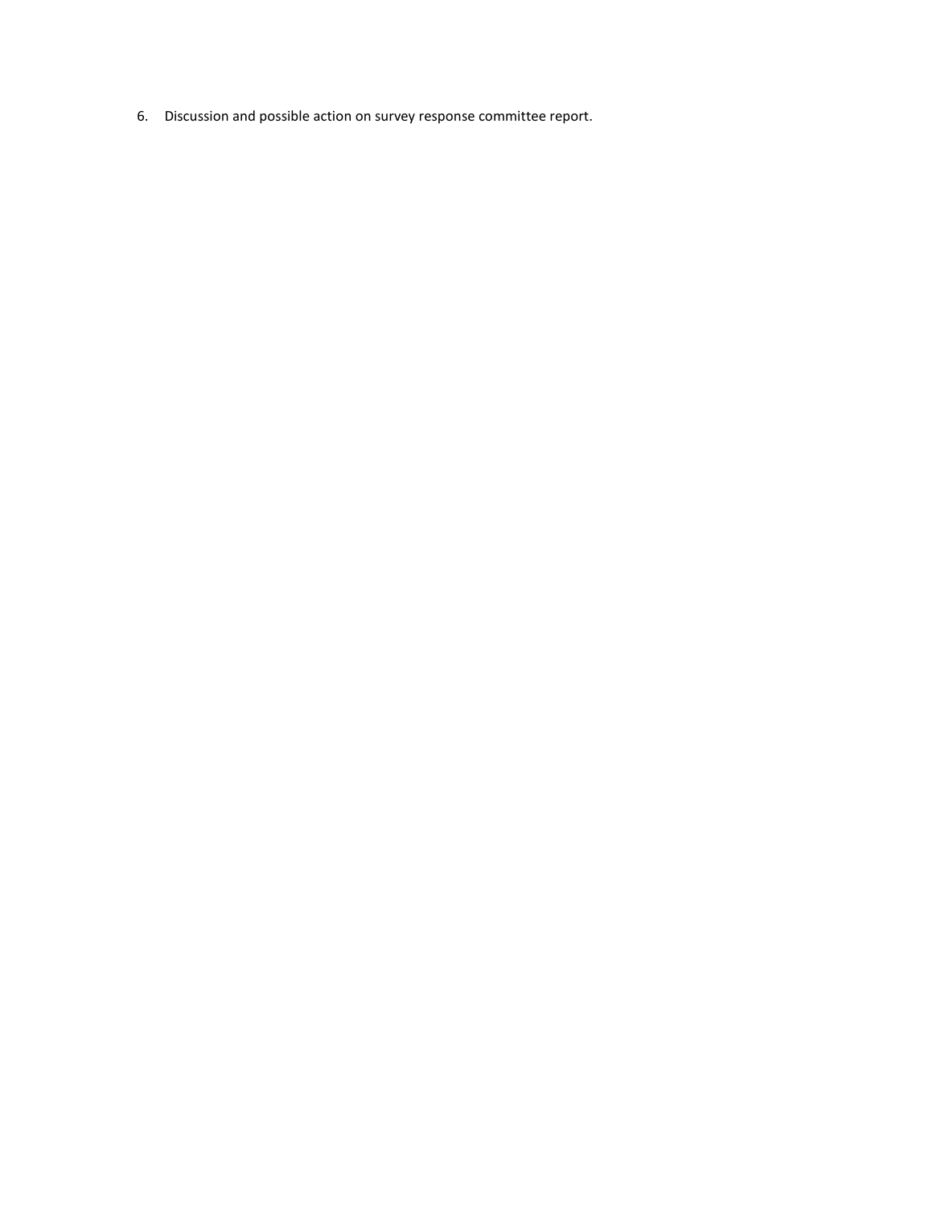6. Discussion and possible action on survey response committee report.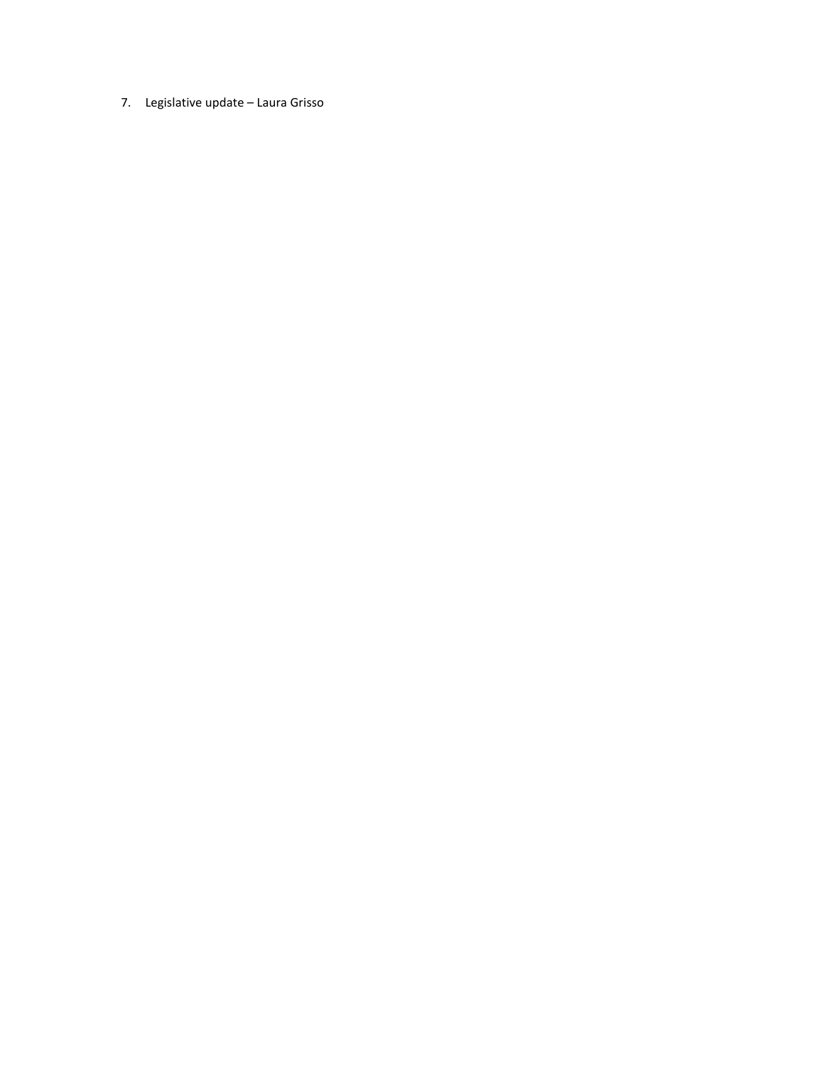7. Legislative update – Laura Grisso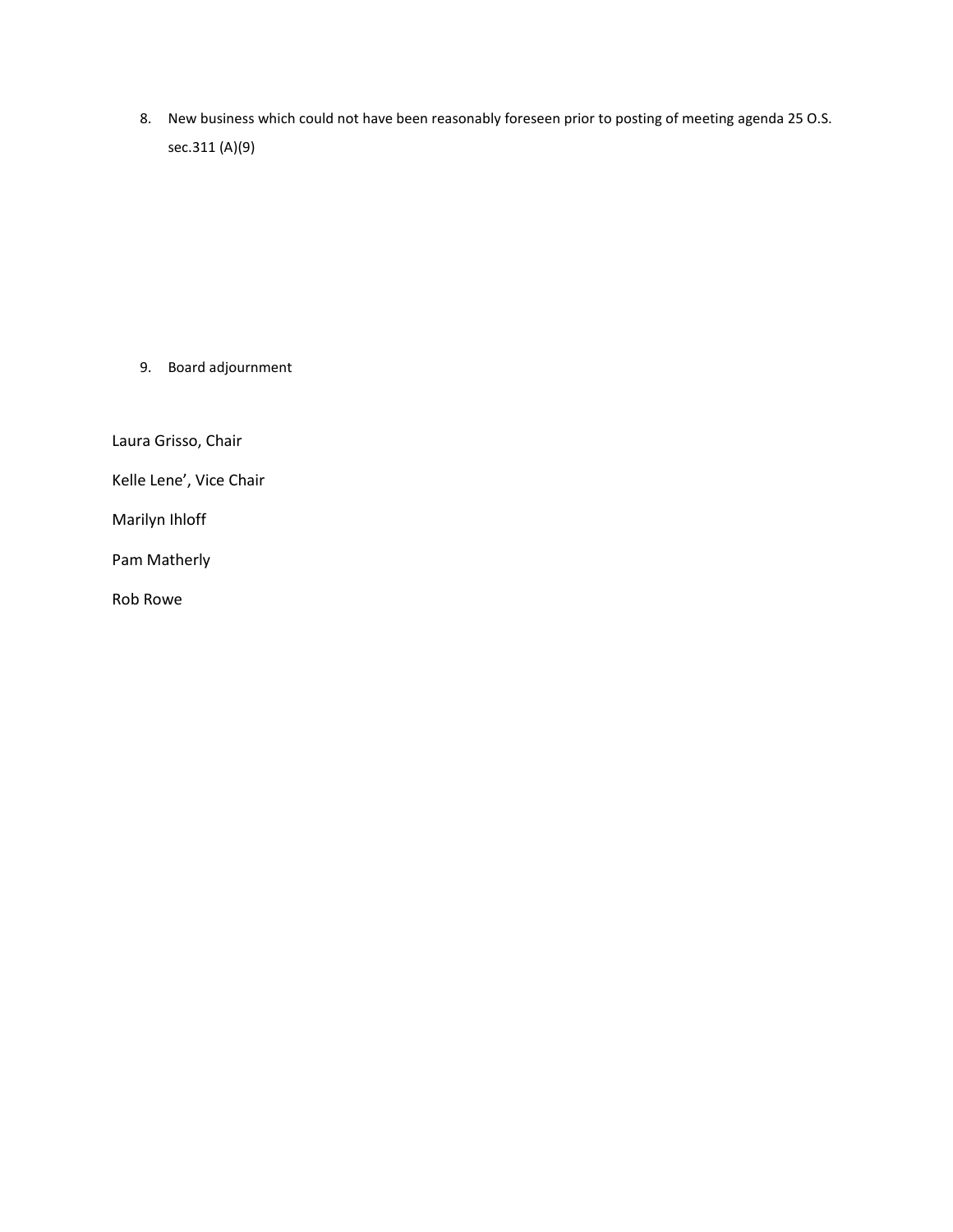8. New business which could not have been reasonably foreseen prior to posting of meeting agenda 25 O.S. sec.311 (A)(9)

9. Board adjournment

Laura Grisso, Chair

Kelle Lene', Vice Chair

Marilyn Ihloff

Pam Matherly

Rob Rowe